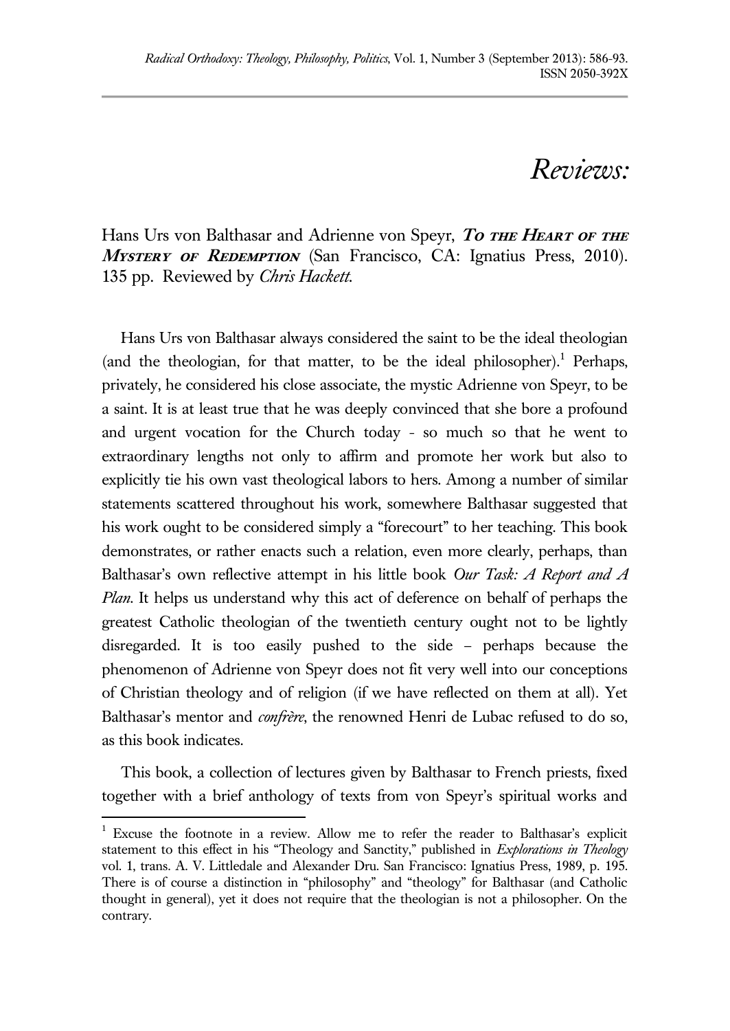# *Reviews:*

Hans Urs von Balthasar and Adrienne von Speyr, ***To the Heart of the Mystery of Redemption*** (San Francisco, CA: Ignatius Press, 2010). 135 pp. Reviewed by *Chris Hackett.*

Hans Urs von Balthasar always considered the saint to be the ideal theologian (and the theologian, for that matter, to be the ideal philosopher).[1] Perhaps, privately, he considered his close associate, the mystic Adrienne von Speyr, to be a saint. It is at least true that he was deeply convinced that she bore a profound and urgent vocation for the Church today - so much so that he went to extraordinary lengths not only to affirm and promote her work but also to explicitly tie his own vast theological labors to hers. Among a number of similar statements scattered throughout his work, somewhere Balthasar suggested that his work ought to be considered simply a "forecourt" to her teaching. This book demonstrates, or rather enacts such a relation, even more clearly, perhaps, than Balthasar's own reflective attempt in his little book *Our Task: A Report and A Plan*. It helps us understand why this act of deference on behalf of perhaps the greatest Catholic theologian of the twentieth century ought not to be lightly disregarded. It is too easily pushed to the side – perhaps because the phenomenon of Adrienne von Speyr does not fit very well into our conceptions of Christian theology and of religion (if we have reflected on them at all). Yet Balthasar's mentor and *confrère*, the renowned Henri de Lubac refused to do so, as this book indicates.

This book, a collection of lectures given by Balthasar to French priests, fixed together with a brief anthology of texts from von Speyr's spiritual works and

[1] Excuse the footnote in a review. Allow me to refer the reader to Balthasar's explicit statement to this effect in his "Theology and Sanctity," published in *Explorations in Theology* vol. 1, trans. A. V. Littledale and Alexander Dru. San Francisco: Ignatius Press, 1989, p. 195. There is of course a distinction in "philosophy" and "theology" for Balthasar (and Catholic thought in general), yet it does not require that the theologian is not a philosopher. On the contrary.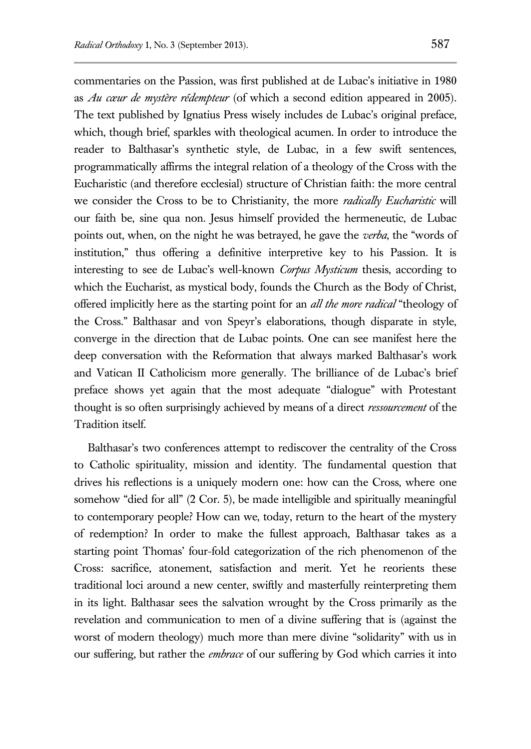commentaries on the Passion, was first published at de Lubac's initiative in 1980 as *Au cœur de mystère rédempteur* (of which a second edition appeared in 2005). The text published by Ignatius Press wisely includes de Lubac's original preface, which, though brief, sparkles with theological acumen. In order to introduce the reader to Balthasar's synthetic style, de Lubac, in a few swift sentences, programmatically affirms the integral relation of a theology of the Cross with the Eucharistic (and therefore ecclesial) structure of Christian faith: the more central we consider the Cross to be to Christianity, the more *radically Eucharistic* will our faith be, sine qua non. Jesus himself provided the hermeneutic, de Lubac points out, when, on the night he was betrayed, he gave the *verba*, the "words of institution," thus offering a definitive interpretive key to his Passion. It is interesting to see de Lubac's well-known *Corpus Mysticum* thesis, according to which the Eucharist, as mystical body, founds the Church as the Body of Christ, offered implicitly here as the starting point for an *all the more radical* "theology of the Cross." Balthasar and von Speyr's elaborations, though disparate in style, converge in the direction that de Lubac points. One can see manifest here the deep conversation with the Reformation that always marked Balthasar's work and Vatican II Catholicism more generally. The brilliance of de Lubac's brief preface shows yet again that the most adequate "dialogue" with Protestant thought is so often surprisingly achieved by means of a direct *ressourcement* of the Tradition itself.

Balthasar's two conferences attempt to rediscover the centrality of the Cross to Catholic spirituality, mission and identity. The fundamental question that drives his reflections is a uniquely modern one: how can the Cross, where one somehow "died for all" (2 Cor. 5), be made intelligible and spiritually meaningful to contemporary people? How can we, today, return to the heart of the mystery of redemption? In order to make the fullest approach, Balthasar takes as a starting point Thomas' four-fold categorization of the rich phenomenon of the Cross: sacrifice, atonement, satisfaction and merit. Yet he reorients these traditional loci around a new center, swiftly and masterfully reinterpreting them in its light. Balthasar sees the salvation wrought by the Cross primarily as the revelation and communication to men of a divine suffering that is (against the worst of modern theology) much more than mere divine "solidarity" with us in our suffering, but rather the *embrace* of our suffering by God which carries it into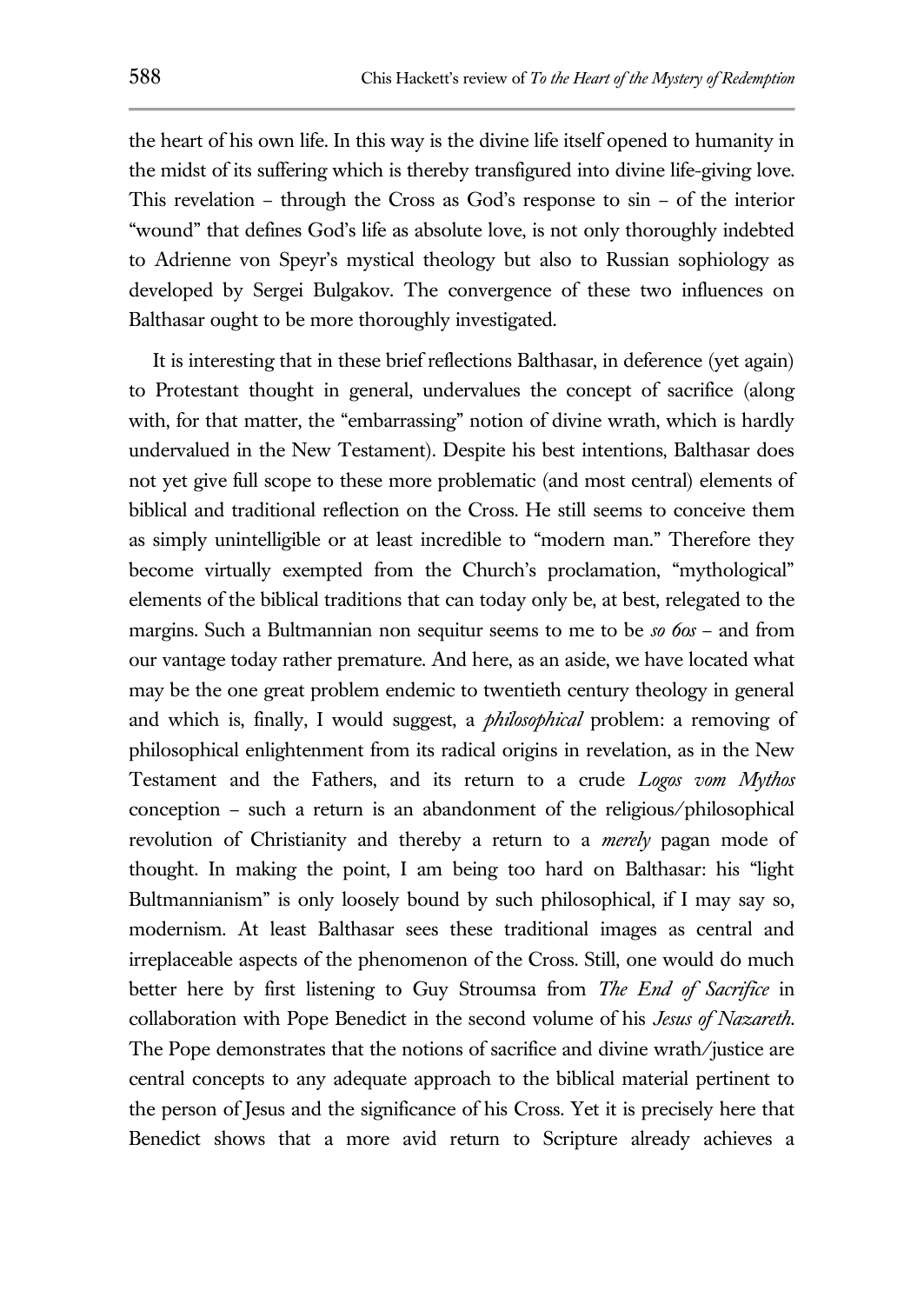the heart of his own life. In this way is the divine life itself opened to humanity in the midst of its suffering which is thereby transfigured into divine life-giving love. This revelation – through the Cross as God's response to sin – of the interior "wound" that defines God's life as absolute love, is not only thoroughly indebted to Adrienne von Speyr's mystical theology but also to Russian sophiology as developed by Sergei Bulgakov. The convergence of these two influences on Balthasar ought to be more thoroughly investigated.

It is interesting that in these brief reflections Balthasar, in deference (yet again) to Protestant thought in general, undervalues the concept of sacrifice (along with, for that matter, the "embarrassing" notion of divine wrath, which is hardly undervalued in the New Testament). Despite his best intentions, Balthasar does not yet give full scope to these more problematic (and most central) elements of biblical and traditional reflection on the Cross. He still seems to conceive them as simply unintelligible or at least incredible to "modern man." Therefore they become virtually exempted from the Church's proclamation, "mythological" elements of the biblical traditions that can today only be, at best, relegated to the margins. Such a Bultmannian non sequitur seems to me to be *so 60s* – and from our vantage today rather premature. And here, as an aside, we have located what may be the one great problem endemic to twentieth century theology in general and which is, finally, I would suggest, a *philosophical* problem: a removing of philosophical enlightenment from its radical origins in revelation, as in the New Testament and the Fathers, and its return to a crude *Logos vom Mythos* conception – such a return is an abandonment of the religious/philosophical revolution of Christianity and thereby a return to a *merely* pagan mode of thought. In making the point, I am being too hard on Balthasar: his "light Bultmannianism" is only loosely bound by such philosophical, if I may say so, modernism. At least Balthasar sees these traditional images as central and irreplaceable aspects of the phenomenon of the Cross. Still, one would do much better here by first listening to Guy Stroumsa from *The End of Sacrifice* in collaboration with Pope Benedict in the second volume of his *Jesus of Nazareth*. The Pope demonstrates that the notions of sacrifice and divine wrath/justice are central concepts to any adequate approach to the biblical material pertinent to the person of Jesus and the significance of his Cross. Yet it is precisely here that Benedict shows that a more avid return to Scripture already achieves a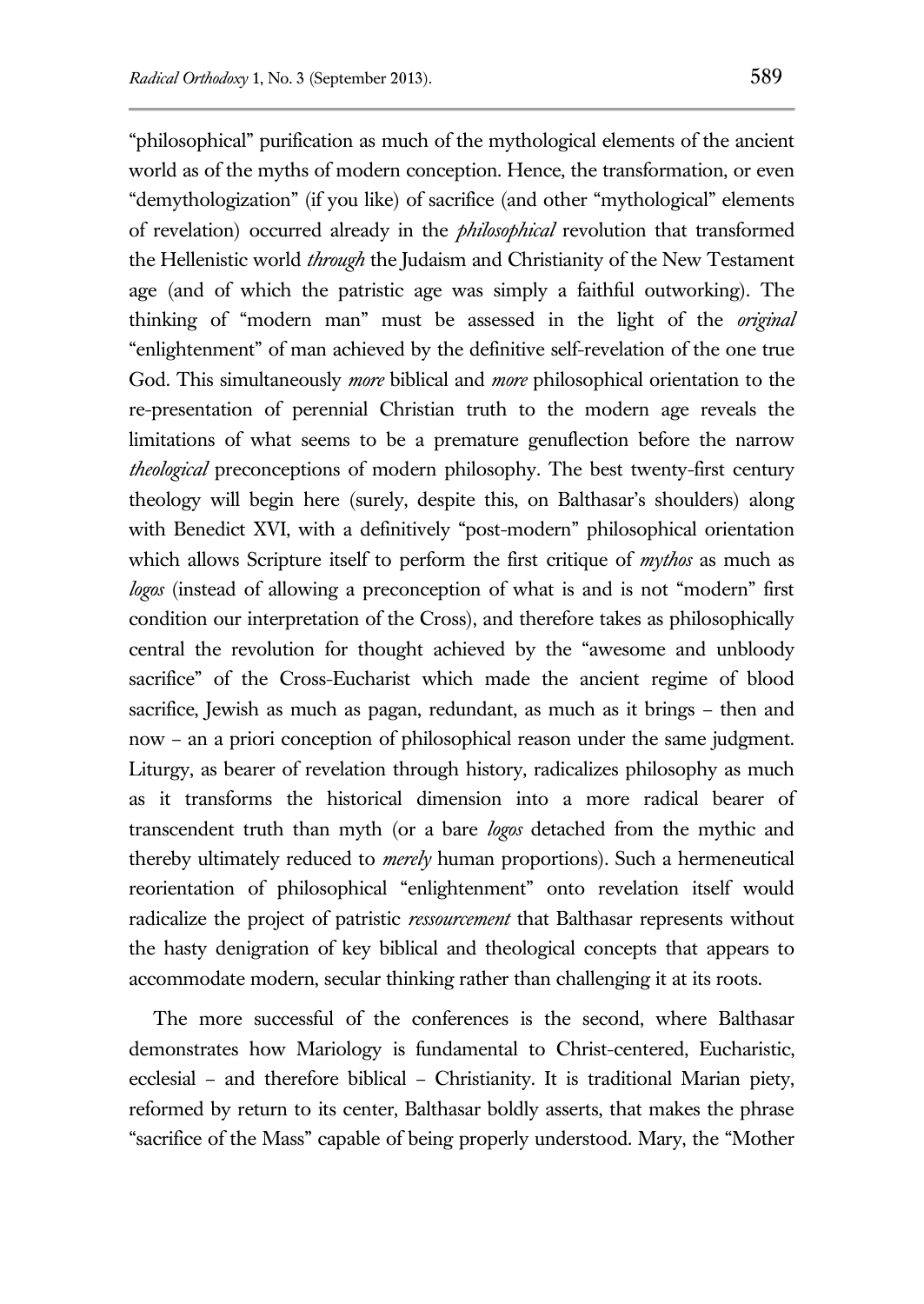"philosophical" purification as much of the mythological elements of the ancient world as of the myths of modern conception. Hence, the transformation, or even "demythologization" (if you like) of sacrifice (and other "mythological" elements of revelation) occurred already in the *philosophical* revolution that transformed the Hellenistic world *through* the Judaism and Christianity of the New Testament age (and of which the patristic age was simply a faithful outworking). The thinking of "modern man" must be assessed in the light of the *original* "enlightenment" of man achieved by the definitive self-revelation of the one true God. This simultaneously *more* biblical and *more* philosophical orientation to the re-presentation of perennial Christian truth to the modern age reveals the limitations of what seems to be a premature genuflection before the narrow *theological* preconceptions of modern philosophy. The best twenty-first century theology will begin here (surely, despite this, on Balthasar's shoulders) along with Benedict XVI, with a definitively "post-modern" philosophical orientation which allows Scripture itself to perform the first critique of *mythos* as much as *logos* (instead of allowing a preconception of what is and is not "modern" first condition our interpretation of the Cross), and therefore takes as philosophically central the revolution for thought achieved by the "awesome and unbloody sacrifice" of the Cross-Eucharist which made the ancient regime of blood sacrifice, Jewish as much as pagan, redundant, as much as it brings – then and now – an a priori conception of philosophical reason under the same judgment. Liturgy, as bearer of revelation through history, radicalizes philosophy as much as it transforms the historical dimension into a more radical bearer of transcendent truth than myth (or a bare *logos* detached from the mythic and thereby ultimately reduced to *merely* human proportions). Such a hermeneutical reorientation of philosophical "enlightenment" onto revelation itself would radicalize the project of patristic *ressourcement* that Balthasar represents without the hasty denigration of key biblical and theological concepts that appears to accommodate modern, secular thinking rather than challenging it at its roots.

The more successful of the conferences is the second, where Balthasar demonstrates how Mariology is fundamental to Christ-centered, Eucharistic, ecclesial – and therefore biblical – Christianity. It is traditional Marian piety, reformed by return to its center, Balthasar boldly asserts, that makes the phrase "sacrifice of the Mass" capable of being properly understood. Mary, the "Mother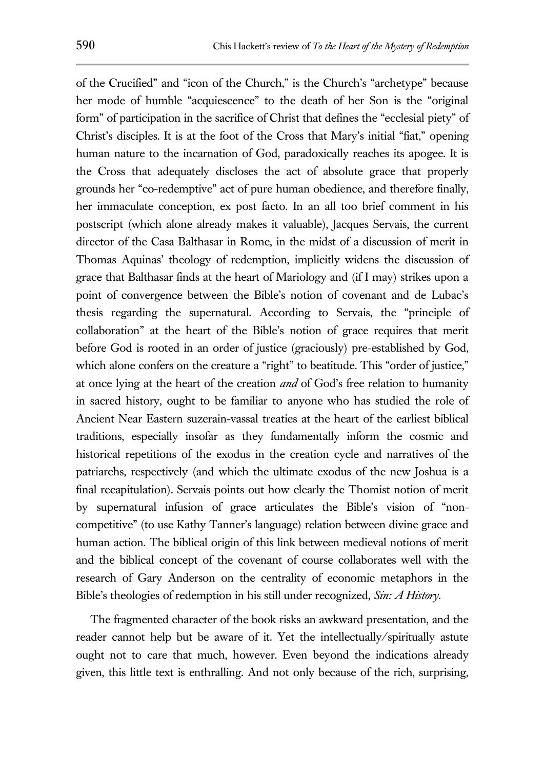of the Crucified" and "icon of the Church," is the Church's "archetype" because her mode of humble "acquiescence" to the death of her Son is the "original form" of participation in the sacrifice of Christ that defines the "ecclesial piety" of Christ's disciples. It is at the foot of the Cross that Mary's initial "fiat," opening human nature to the incarnation of God, paradoxically reaches its apogee. It is the Cross that adequately discloses the act of absolute grace that properly grounds her "co-redemptive" act of pure human obedience, and therefore finally, her immaculate conception, ex post facto. In an all too brief comment in his postscript (which alone already makes it valuable), Jacques Servais, the current director of the Casa Balthasar in Rome, in the midst of a discussion of merit in Thomas Aquinas' theology of redemption, implicitly widens the discussion of grace that Balthasar finds at the heart of Mariology and (if I may) strikes upon a point of convergence between the Bible's notion of covenant and de Lubac's thesis regarding the supernatural. According to Servais, the "principle of collaboration" at the heart of the Bible's notion of grace requires that merit before God is rooted in an order of justice (graciously) pre-established by God, which alone confers on the creature a "right" to beatitude. This "order of justice," at once lying at the heart of the creation *and* of God's free relation to humanity in sacred history, ought to be familiar to anyone who has studied the role of Ancient Near Eastern suzerain-vassal treaties at the heart of the earliest biblical traditions, especially insofar as they fundamentally inform the cosmic and historical repetitions of the exodus in the creation cycle and narratives of the patriarchs, respectively (and which the ultimate exodus of the new Joshua is a final recapitulation). Servais points out how clearly the Thomist notion of merit by supernatural infusion of grace articulates the Bible's vision of "non-competitive" (to use Kathy Tanner's language) relation between divine grace and human action. The biblical origin of this link between medieval notions of merit and the biblical concept of the covenant of course collaborates well with the research of Gary Anderson on the centrality of economic metaphors in the Bible's theologies of redemption in his still under recognized, *Sin: A History*.

The fragmented character of the book risks an awkward presentation, and the reader cannot help but be aware of it. Yet the intellectually/spiritually astute ought not to care that much, however. Even beyond the indications already given, this little text is enthralling. And not only because of the rich, surprising,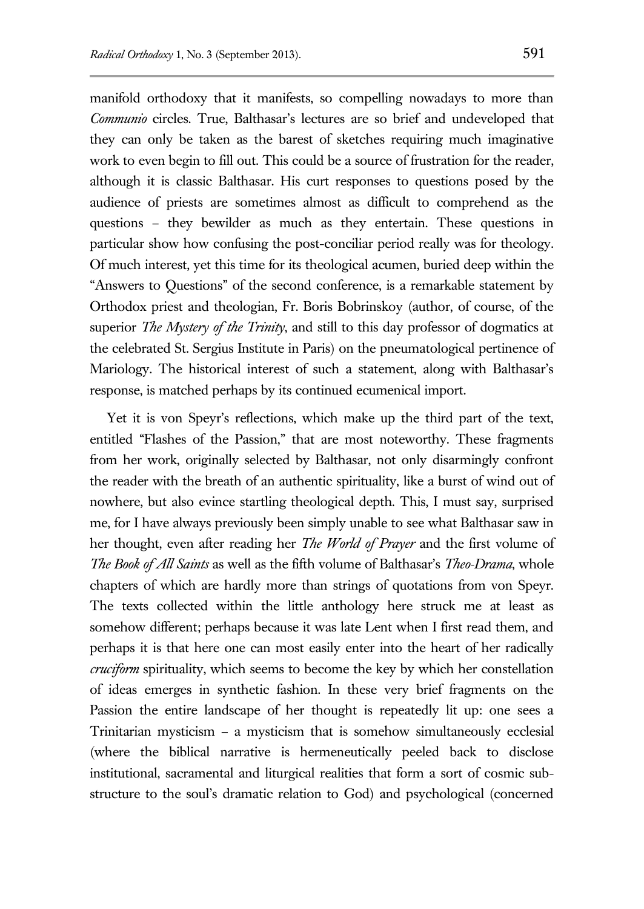manifold orthodoxy that it manifests, so compelling nowadays to more than *Communio* circles. True, Balthasar's lectures are so brief and undeveloped that they can only be taken as the barest of sketches requiring much imaginative work to even begin to fill out. This could be a source of frustration for the reader, although it is classic Balthasar. His curt responses to questions posed by the audience of priests are sometimes almost as difficult to comprehend as the questions – they bewilder as much as they entertain. These questions in particular show how confusing the post-conciliar period really was for theology. Of much interest, yet this time for its theological acumen, buried deep within the "Answers to Questions" of the second conference, is a remarkable statement by Orthodox priest and theologian, Fr. Boris Bobrinskoy (author, of course, of the superior *The Mystery of the Trinity*, and still to this day professor of dogmatics at the celebrated St. Sergius Institute in Paris) on the pneumatological pertinence of Mariology. The historical interest of such a statement, along with Balthasar's response, is matched perhaps by its continued ecumenical import.

Yet it is von Speyr's reflections, which make up the third part of the text, entitled "Flashes of the Passion," that are most noteworthy. These fragments from her work, originally selected by Balthasar, not only disarmingly confront the reader with the breath of an authentic spirituality, like a burst of wind out of nowhere, but also evince startling theological depth. This, I must say, surprised me, for I have always previously been simply unable to see what Balthasar saw in her thought, even after reading her *The World of Prayer* and the first volume of *The Book of All Saints* as well as the fifth volume of Balthasar's *Theo-Drama*, whole chapters of which are hardly more than strings of quotations from von Speyr. The texts collected within the little anthology here struck me at least as somehow different; perhaps because it was late Lent when I first read them, and perhaps it is that here one can most easily enter into the heart of her radically *cruciform* spirituality, which seems to become the key by which her constellation of ideas emerges in synthetic fashion. In these very brief fragments on the Passion the entire landscape of her thought is repeatedly lit up: one sees a Trinitarian mysticism – a mysticism that is somehow simultaneously ecclesial (where the biblical narrative is hermeneutically peeled back to disclose institutional, sacramental and liturgical realities that form a sort of cosmic sub-structure to the soul's dramatic relation to God) and psychological (concerned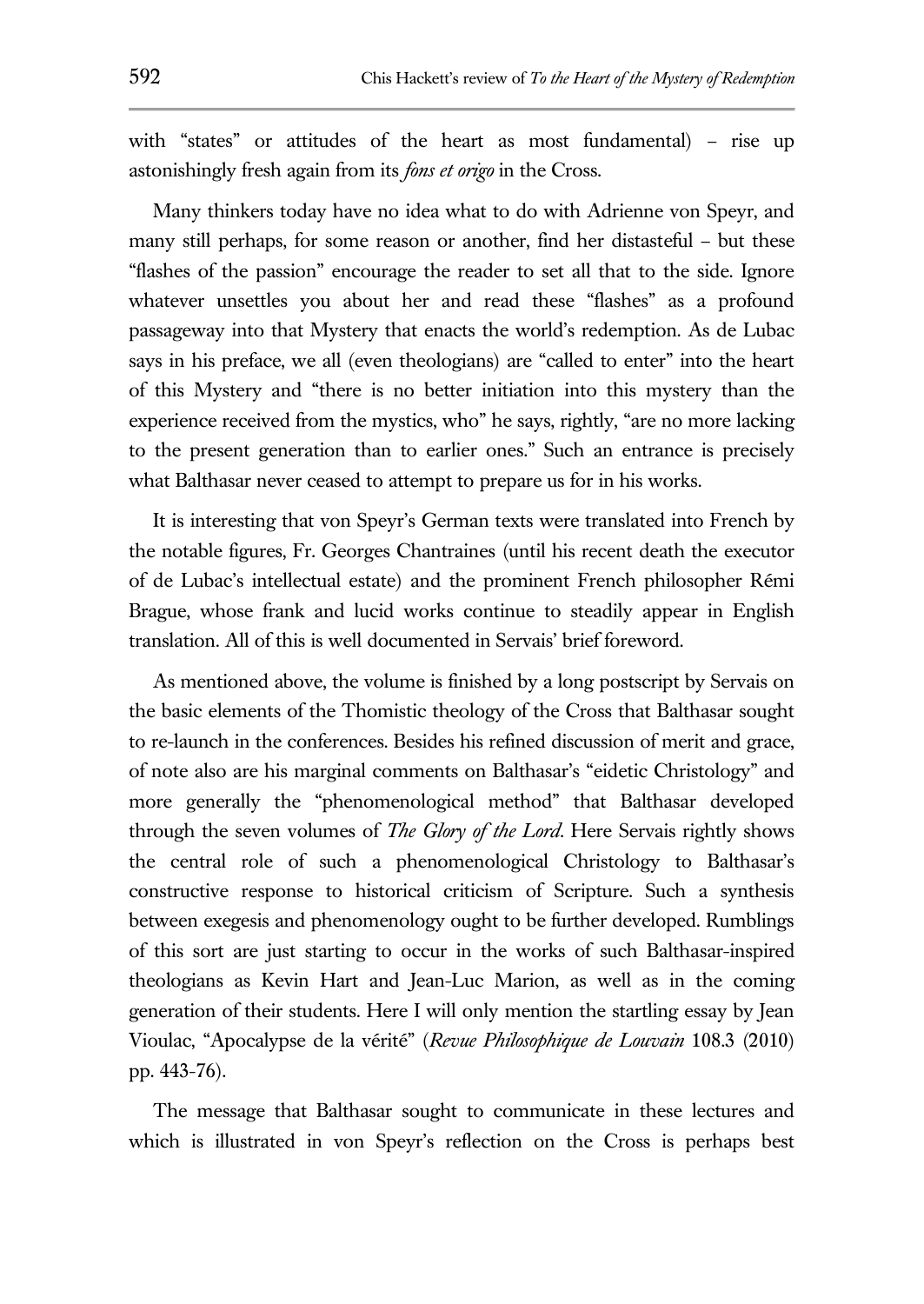with "states" or attitudes of the heart as most fundamental) – rise up astonishingly fresh again from its *fons et origo* in the Cross.

Many thinkers today have no idea what to do with Adrienne von Speyr, and many still perhaps, for some reason or another, find her distasteful – but these "flashes of the passion" encourage the reader to set all that to the side. Ignore whatever unsettles you about her and read these "flashes" as a profound passageway into that Mystery that enacts the world's redemption. As de Lubac says in his preface, we all (even theologians) are "called to enter" into the heart of this Mystery and "there is no better initiation into this mystery than the experience received from the mystics, who" he says, rightly, "are no more lacking to the present generation than to earlier ones." Such an entrance is precisely what Balthasar never ceased to attempt to prepare us for in his works.

It is interesting that von Speyr's German texts were translated into French by the notable figures, Fr. Georges Chantraines (until his recent death the executor of de Lubac's intellectual estate) and the prominent French philosopher Rémi Brague, whose frank and lucid works continue to steadily appear in English translation. All of this is well documented in Servais' brief foreword.

As mentioned above, the volume is finished by a long postscript by Servais on the basic elements of the Thomistic theology of the Cross that Balthasar sought to re-launch in the conferences. Besides his refined discussion of merit and grace, of note also are his marginal comments on Balthasar's "eidetic Christology" and more generally the "phenomenological method" that Balthasar developed through the seven volumes of *The Glory of the Lord*. Here Servais rightly shows the central role of such a phenomenological Christology to Balthasar's constructive response to historical criticism of Scripture. Such a synthesis between exegesis and phenomenology ought to be further developed. Rumblings of this sort are just starting to occur in the works of such Balthasar-inspired theologians as Kevin Hart and Jean-Luc Marion, as well as in the coming generation of their students. Here I will only mention the startling essay by Jean Vioulac, "Apocalypse de la vérité" (*Revue Philosophique de Louvain* 108.3 (2010) pp. 443-76).

The message that Balthasar sought to communicate in these lectures and which is illustrated in von Speyr's reflection on the Cross is perhaps best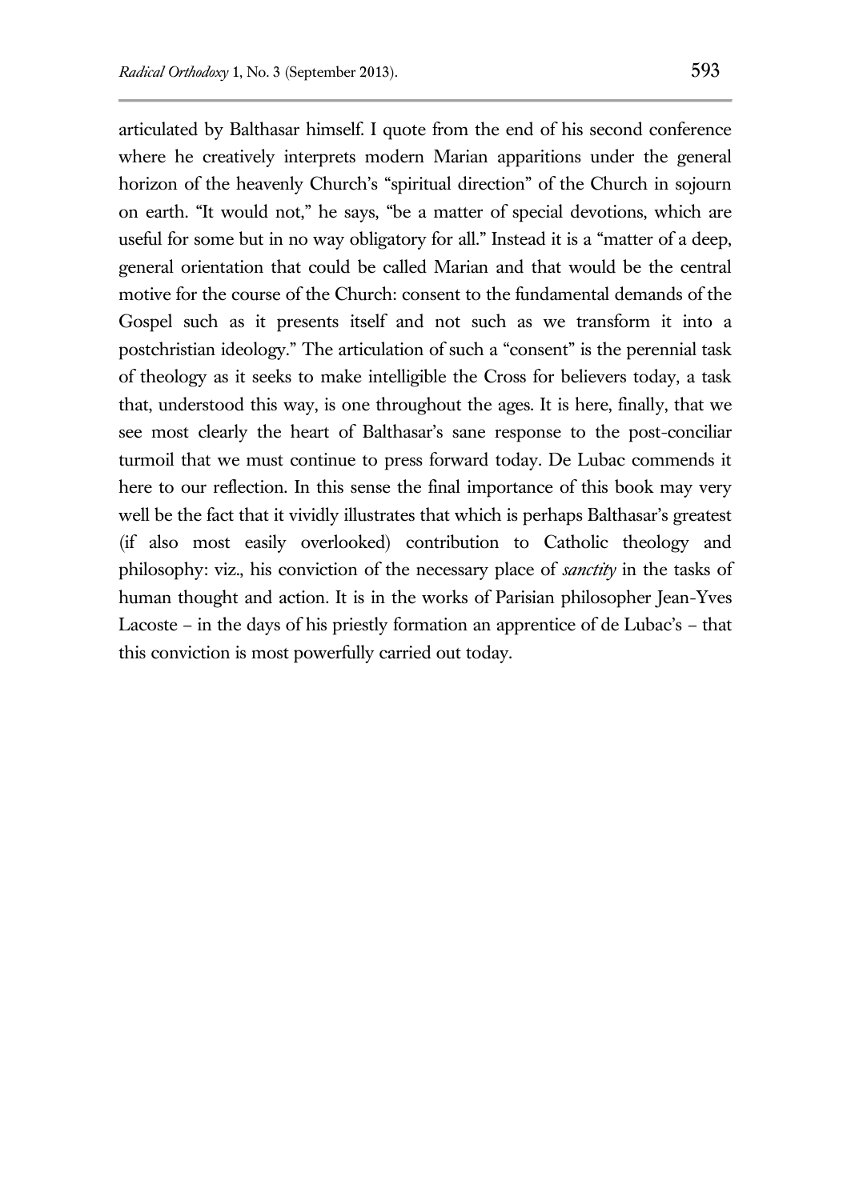articulated by Balthasar himself. I quote from the end of his second conference where he creatively interprets modern Marian apparitions under the general horizon of the heavenly Church's "spiritual direction" of the Church in sojourn on earth. "It would not," he says, "be a matter of special devotions, which are useful for some but in no way obligatory for all." Instead it is a "matter of a deep, general orientation that could be called Marian and that would be the central motive for the course of the Church: consent to the fundamental demands of the Gospel such as it presents itself and not such as we transform it into a postchristian ideology." The articulation of such a "consent" is the perennial task of theology as it seeks to make intelligible the Cross for believers today, a task that, understood this way, is one throughout the ages. It is here, finally, that we see most clearly the heart of Balthasar's sane response to the post-conciliar turmoil that we must continue to press forward today. De Lubac commends it here to our reflection. In this sense the final importance of this book may very well be the fact that it vividly illustrates that which is perhaps Balthasar's greatest (if also most easily overlooked) contribution to Catholic theology and philosophy: viz., his conviction of the necessary place of *sanctity* in the tasks of human thought and action. It is in the works of Parisian philosopher Jean-Yves Lacoste – in the days of his priestly formation an apprentice of de Lubac's – that this conviction is most powerfully carried out today.